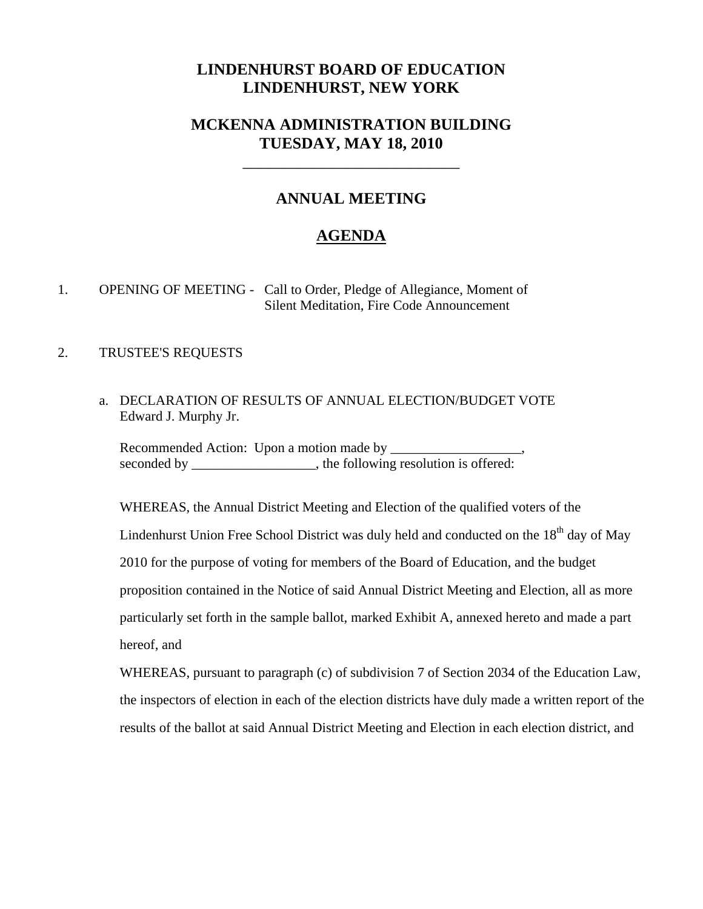# LINDENHURST BOARD OF EDUCATION
# LINDENHURST, NEW YORK

## MCKENNA ADMINISTRATION BUILDING
## TUESDAY, MAY 18, 2010

______________________________

## ANNUAL MEETING

## AGENDA

1. OPENING OF MEETING - Call to Order, Pledge of Allegiance, Moment of Silent Meditation, Fire Code Announcement

2. TRUSTEE'S REQUESTS

   a. DECLARATION OF RESULTS OF ANNUAL ELECTION/BUDGET VOTE
   Edward J. Murphy Jr.

   Recommended Action: Upon a motion made by ___________________, seconded by __________________, the following resolution is offered:

   WHEREAS, the Annual District Meeting and Election of the qualified voters of the Lindenhurst Union Free School District was duly held and conducted on the 18th day of May 2010 for the purpose of voting for members of the Board of Education, and the budget proposition contained in the Notice of said Annual District Meeting and Election, all as more particularly set forth in the sample ballot, marked Exhibit A, annexed hereto and made a part hereof, and

   WHEREAS, pursuant to paragraph (c) of subdivision 7 of Section 2034 of the Education Law, the inspectors of election in each of the election districts have duly made a written report of the results of the ballot at said Annual District Meeting and Election in each election district, and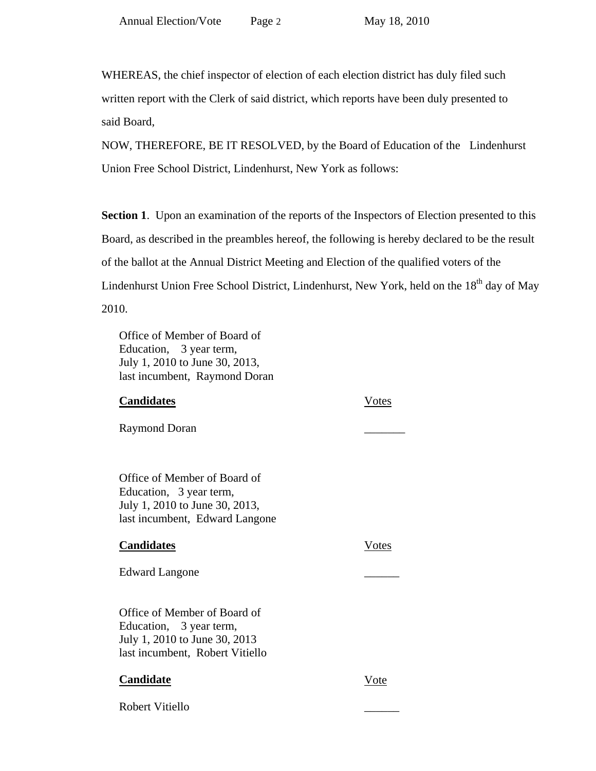WHEREAS, the chief inspector of election of each election district has duly filed such written report with the Clerk of said district, which reports have been duly presented to said Board,

NOW, THEREFORE, BE IT RESOLVED, by the Board of Education of the Lindenhurst Union Free School District, Lindenhurst, New York as follows:

**Section 1**. Upon an examination of the reports of the Inspectors of Election presented to this Board, as described in the preambles hereof, the following is hereby declared to be the result of the ballot at the Annual District Meeting and Election of the qualified voters of the Lindenhurst Union Free School District, Lindenhurst, New York, held on the 18th day of May 2010.

Office of Member of Board of Education, 3 year term, July 1, 2010 to June 30, 2013, last incumbent, Raymond Doran

| **Candidates** | Votes |
|---|---|
| Raymond Doran | _______ |

Office of Member of Board of Education, 3 year term, July 1, 2010 to June 30, 2013, last incumbent, Edward Langone

| **Candidates** | Votes |
|---|---|
| Edward Langone | ______ |

Office of Member of Board of Education, 3 year term, July 1, 2010 to June 30, 2013 last incumbent, Robert Vitiello

| **Candidate** | Vote |
|---|---|
| Robert Vitiello | ______ |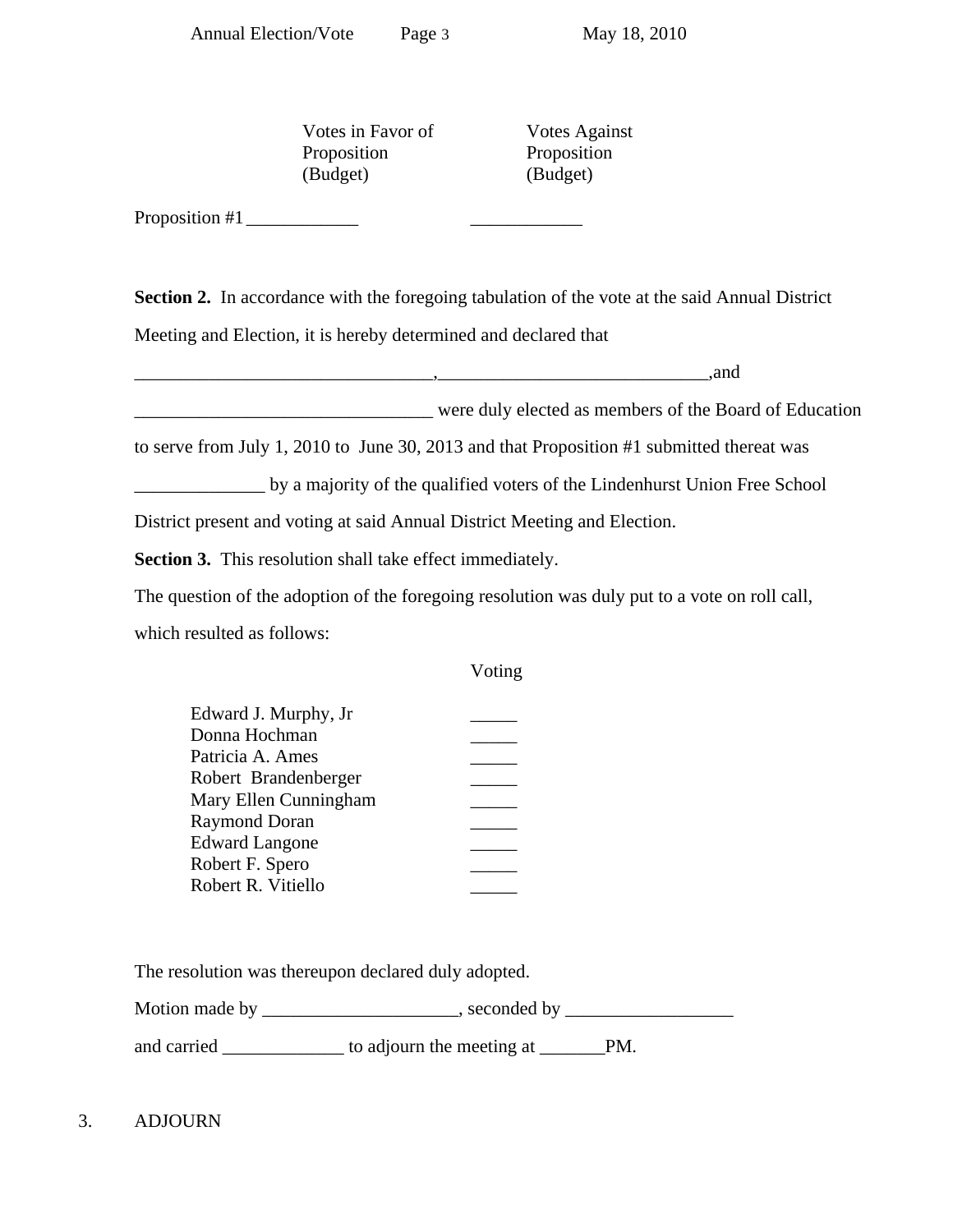| | Votes in Favor of Proposition (Budget) | Votes Against Proposition (Budget) |
|---|---|---|
| Proposition #1 | ____________ | ____________ |

**Section 2.** In accordance with the foregoing tabulation of the vote at the said Annual District Meeting and Election, it is hereby determined and declared that

________________________________,_____________________________,and

________________________________ were duly elected as members of the Board of Education to serve from July 1, 2010 to June 30, 2013 and that Proposition #1 submitted thereat was ______________ by a majority of the qualified voters of the Lindenhurst Union Free School District present and voting at said Annual District Meeting and Election.

**Section 3.** This resolution shall take effect immediately.

The question of the adoption of the foregoing resolution was duly put to a vote on roll call, which resulted as follows:

| | Voting |
|---|---|
| Edward J. Murphy, Jr | _____ |
| Donna Hochman | _____ |
| Patricia A. Ames | _____ |
| Robert Brandenberger | _____ |
| Mary Ellen Cunningham | _____ |
| Raymond Doran | _____ |
| Edward Langone | _____ |
| Robert F. Spero | _____ |
| Robert R. Vitiello | _____ |

The resolution was thereupon declared duly adopted.

Motion made by _____________________, seconded by __________________

and carried _____________ to adjourn the meeting at _______PM.

3. ADJOURN